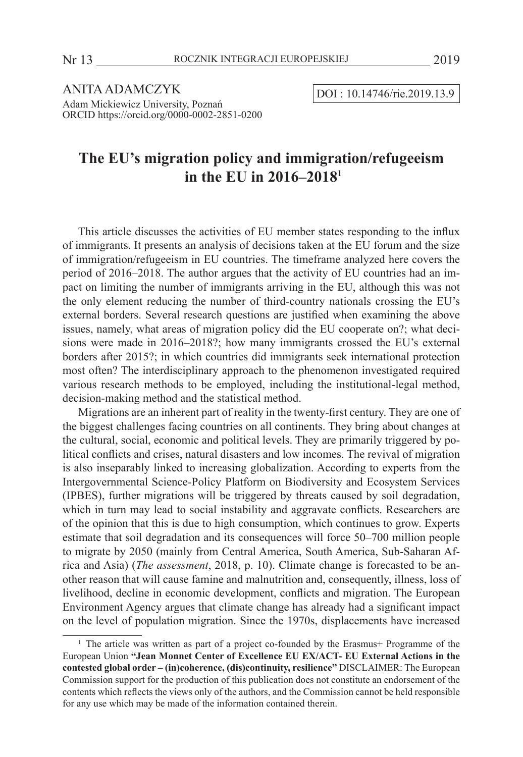ANITA ADAMCZYK
Adam Mickiewicz University, Poznań
ORCID https://orcid.org/0000-0002-2851-0200

DOI : 10.14746/rie.2019.13.9

# The EU's migration policy and immigration/refugeeism in the EU in 2016–2018[1]

This article discusses the activities of EU member states responding to the influx of immigrants. It presents an analysis of decisions taken at the EU forum and the size of immigration/refugeeism in EU countries. The timeframe analyzed here covers the period of 2016–2018. The author argues that the activity of EU countries had an impact on limiting the number of immigrants arriving in the EU, although this was not the only element reducing the number of third-country nationals crossing the EU's external borders. Several research questions are justified when examining the above issues, namely, what areas of migration policy did the EU cooperate on?; what decisions were made in 2016–2018?; how many immigrants crossed the EU's external borders after 2015?; in which countries did immigrants seek international protection most often? The interdisciplinary approach to the phenomenon investigated required various research methods to be employed, including the institutional-legal method, decision-making method and the statistical method.

Migrations are an inherent part of reality in the twenty-first century. They are one of the biggest challenges facing countries on all continents. They bring about changes at the cultural, social, economic and political levels. They are primarily triggered by political conflicts and crises, natural disasters and low incomes. The revival of migration is also inseparably linked to increasing globalization. According to experts from the Intergovernmental Science-Policy Platform on Biodiversity and Ecosystem Services (IPBES), further migrations will be triggered by threats caused by soil degradation, which in turn may lead to social instability and aggravate conflicts. Researchers are of the opinion that this is due to high consumption, which continues to grow. Experts estimate that soil degradation and its consequences will force 50–700 million people to migrate by 2050 (mainly from Central America, South America, Sub-Saharan Africa and Asia) (*The assessment*, 2018, p. 10). Climate change is forecasted to be another reason that will cause famine and malnutrition and, consequently, illness, loss of livelihood, decline in economic development, conflicts and migration. The European Environment Agency argues that climate change has already had a significant impact on the level of population migration. Since the 1970s, displacements have increased

[1] The article was written as part of a project co-founded by the Erasmus+ Programme of the European Union **"Jean Monnet Center of Excellence EU EX/ACT- EU External Actions in the contested global order – (in)coherence, (dis)continuity, resilience"** DISCLAIMER: The European Commission support for the production of this publication does not constitute an endorsement of the contents which reflects the views only of the authors, and the Commission cannot be held responsible for any use which may be made of the information contained therein.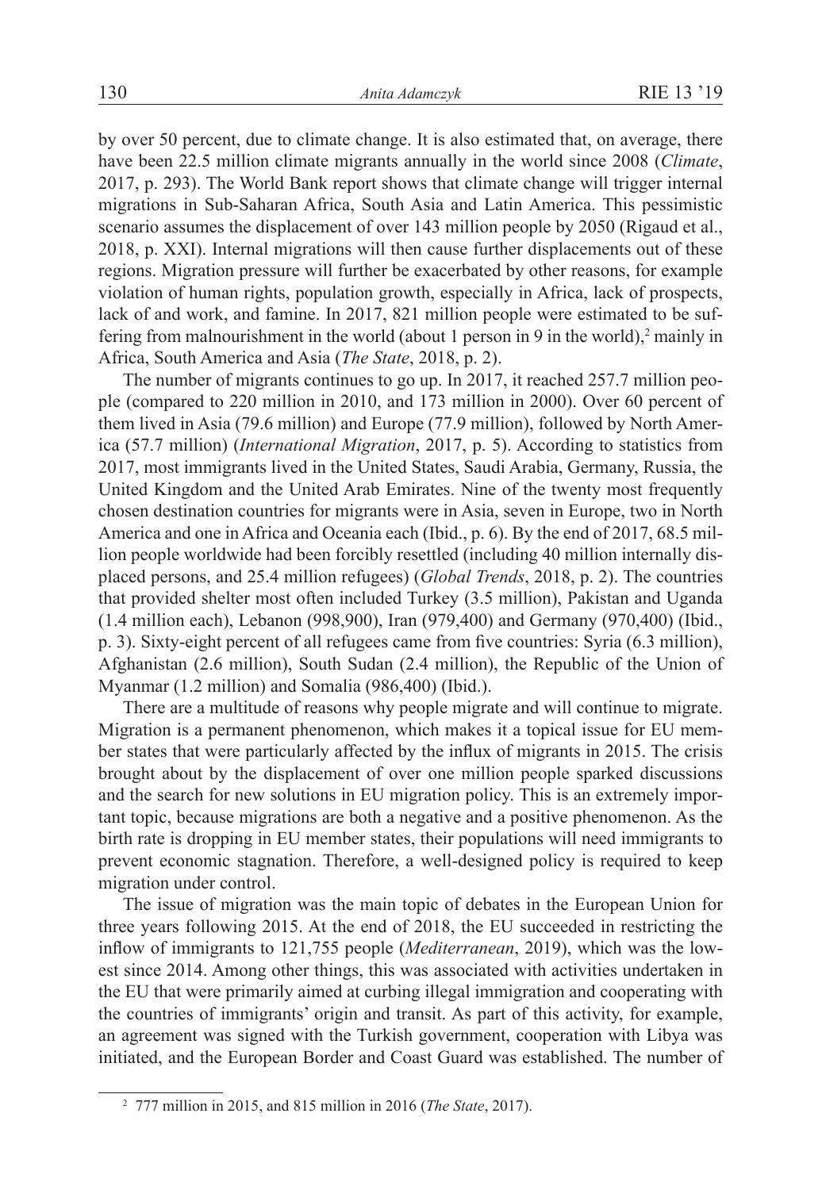by over 50 percent, due to climate change. It is also estimated that, on average, there have been 22.5 million climate migrants annually in the world since 2008 (*Climate*, 2017, p. 293). The World Bank report shows that climate change will trigger internal migrations in Sub-Saharan Africa, South Asia and Latin America. This pessimistic scenario assumes the displacement of over 143 million people by 2050 (Rigaud et al., 2018, p. XXI). Internal migrations will then cause further displacements out of these regions. Migration pressure will further be exacerbated by other reasons, for example violation of human rights, population growth, especially in Africa, lack of prospects, lack of and work, and famine. In 2017, 821 million people were estimated to be suffering from malnourishment in the world (about 1 person in 9 in the world),[2] mainly in Africa, South America and Asia (*The State*, 2018, p. 2).

The number of migrants continues to go up. In 2017, it reached 257.7 million people (compared to 220 million in 2010, and 173 million in 2000). Over 60 percent of them lived in Asia (79.6 million) and Europe (77.9 million), followed by North America (57.7 million) (*International Migration*, 2017, p. 5). According to statistics from 2017, most immigrants lived in the United States, Saudi Arabia, Germany, Russia, the United Kingdom and the United Arab Emirates. Nine of the twenty most frequently chosen destination countries for migrants were in Asia, seven in Europe, two in North America and one in Africa and Oceania each (Ibid., p. 6). By the end of 2017, 68.5 million people worldwide had been forcibly resettled (including 40 million internally displaced persons, and 25.4 million refugees) (*Global Trends*, 2018, p. 2). The countries that provided shelter most often included Turkey (3.5 million), Pakistan and Uganda (1.4 million each), Lebanon (998,900), Iran (979,400) and Germany (970,400) (Ibid., p. 3). Sixty-eight percent of all refugees came from five countries: Syria (6.3 million), Afghanistan (2.6 million), South Sudan (2.4 million), the Republic of the Union of Myanmar (1.2 million) and Somalia (986,400) (Ibid.).

There are a multitude of reasons why people migrate and will continue to migrate. Migration is a permanent phenomenon, which makes it a topical issue for EU member states that were particularly affected by the influx of migrants in 2015. The crisis brought about by the displacement of over one million people sparked discussions and the search for new solutions in EU migration policy. This is an extremely important topic, because migrations are both a negative and a positive phenomenon. As the birth rate is dropping in EU member states, their populations will need immigrants to prevent economic stagnation. Therefore, a well-designed policy is required to keep migration under control.

The issue of migration was the main topic of debates in the European Union for three years following 2015. At the end of 2018, the EU succeeded in restricting the inflow of immigrants to 121,755 people (*Mediterranean*, 2019), which was the lowest since 2014. Among other things, this was associated with activities undertaken in the EU that were primarily aimed at curbing illegal immigration and cooperating with the countries of immigrants' origin and transit. As part of this activity, for example, an agreement was signed with the Turkish government, cooperation with Libya was initiated, and the European Border and Coast Guard was established. The number of

[2] 777 million in 2015, and 815 million in 2016 (*The State*, 2017).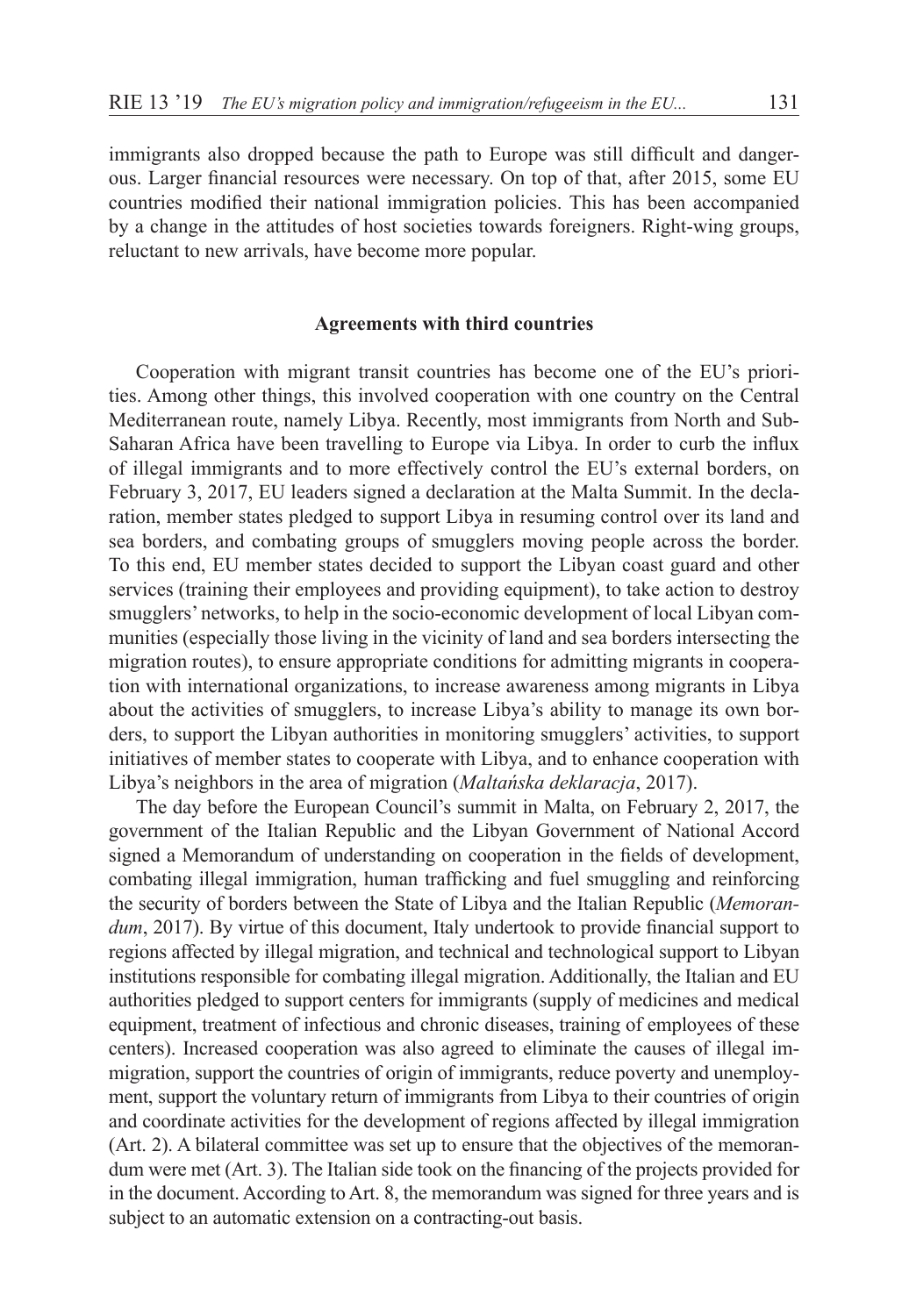immigrants also dropped because the path to Europe was still difficult and dangerous. Larger financial resources were necessary. On top of that, after 2015, some EU countries modified their national immigration policies. This has been accompanied by a change in the attitudes of host societies towards foreigners. Right-wing groups, reluctant to new arrivals, have become more popular.

## Agreements with third countries

Cooperation with migrant transit countries has become one of the EU's priorities. Among other things, this involved cooperation with one country on the Central Mediterranean route, namely Libya. Recently, most immigrants from North and Sub-Saharan Africa have been travelling to Europe via Libya. In order to curb the influx of illegal immigrants and to more effectively control the EU's external borders, on February 3, 2017, EU leaders signed a declaration at the Malta Summit. In the declaration, member states pledged to support Libya in resuming control over its land and sea borders, and combating groups of smugglers moving people across the border. To this end, EU member states decided to support the Libyan coast guard and other services (training their employees and providing equipment), to take action to destroy smugglers' networks, to help in the socio-economic development of local Libyan communities (especially those living in the vicinity of land and sea borders intersecting the migration routes), to ensure appropriate conditions for admitting migrants in cooperation with international organizations, to increase awareness among migrants in Libya about the activities of smugglers, to increase Libya's ability to manage its own borders, to support the Libyan authorities in monitoring smugglers' activities, to support initiatives of member states to cooperate with Libya, and to enhance cooperation with Libya's neighbors in the area of migration (*Maltańska deklaracja*, 2017).

The day before the European Council's summit in Malta, on February 2, 2017, the government of the Italian Republic and the Libyan Government of National Accord signed a Memorandum of understanding on cooperation in the fields of development, combating illegal immigration, human trafficking and fuel smuggling and reinforcing the security of borders between the State of Libya and the Italian Republic (*Memorandum*, 2017). By virtue of this document, Italy undertook to provide financial support to regions affected by illegal migration, and technical and technological support to Libyan institutions responsible for combating illegal migration. Additionally, the Italian and EU authorities pledged to support centers for immigrants (supply of medicines and medical equipment, treatment of infectious and chronic diseases, training of employees of these centers). Increased cooperation was also agreed to eliminate the causes of illegal immigration, support the countries of origin of immigrants, reduce poverty and unemployment, support the voluntary return of immigrants from Libya to their countries of origin and coordinate activities for the development of regions affected by illegal immigration (Art. 2). A bilateral committee was set up to ensure that the objectives of the memorandum were met (Art. 3). The Italian side took on the financing of the projects provided for in the document. According to Art. 8, the memorandum was signed for three years and is subject to an automatic extension on a contracting-out basis.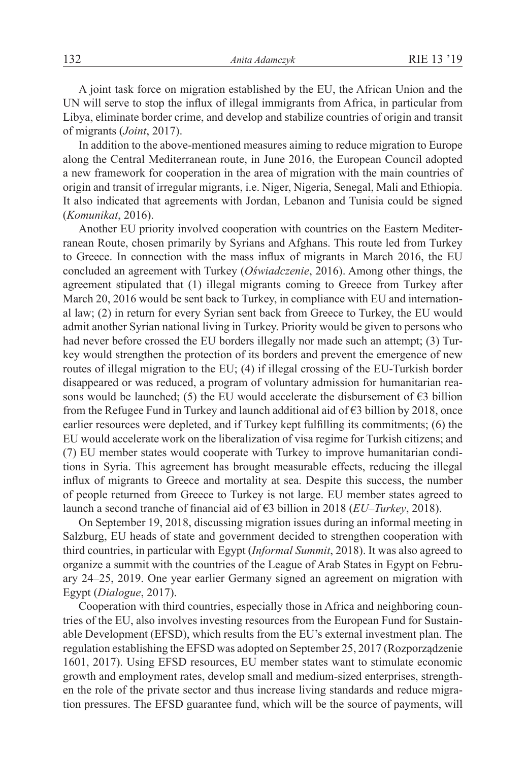A joint task force on migration established by the EU, the African Union and the UN will serve to stop the influx of illegal immigrants from Africa, in particular from Libya, eliminate border crime, and develop and stabilize countries of origin and transit of migrants (*Joint*, 2017).

In addition to the above-mentioned measures aiming to reduce migration to Europe along the Central Mediterranean route, in June 2016, the European Council adopted a new framework for cooperation in the area of migration with the main countries of origin and transit of irregular migrants, i.e. Niger, Nigeria, Senegal, Mali and Ethiopia. It also indicated that agreements with Jordan, Lebanon and Tunisia could be signed (*Komunikat*, 2016).

Another EU priority involved cooperation with countries on the Eastern Mediterranean Route, chosen primarily by Syrians and Afghans. This route led from Turkey to Greece. In connection with the mass influx of migrants in March 2016, the EU concluded an agreement with Turkey (*Oświadczenie*, 2016). Among other things, the agreement stipulated that (1) illegal migrants coming to Greece from Turkey after March 20, 2016 would be sent back to Turkey, in compliance with EU and international law; (2) in return for every Syrian sent back from Greece to Turkey, the EU would admit another Syrian national living in Turkey. Priority would be given to persons who had never before crossed the EU borders illegally nor made such an attempt; (3) Turkey would strengthen the protection of its borders and prevent the emergence of new routes of illegal migration to the EU; (4) if illegal crossing of the EU-Turkish border disappeared or was reduced, a program of voluntary admission for humanitarian reasons would be launched; (5) the EU would accelerate the disbursement of €3 billion from the Refugee Fund in Turkey and launch additional aid of €3 billion by 2018, once earlier resources were depleted, and if Turkey kept fulfilling its commitments; (6) the EU would accelerate work on the liberalization of visa regime for Turkish citizens; and (7) EU member states would cooperate with Turkey to improve humanitarian conditions in Syria. This agreement has brought measurable effects, reducing the illegal influx of migrants to Greece and mortality at sea. Despite this success, the number of people returned from Greece to Turkey is not large. EU member states agreed to launch a second tranche of financial aid of €3 billion in 2018 (*EU–Turkey*, 2018).

On September 19, 2018, discussing migration issues during an informal meeting in Salzburg, EU heads of state and government decided to strengthen cooperation with third countries, in particular with Egypt (*Informal Summit*, 2018). It was also agreed to organize a summit with the countries of the League of Arab States in Egypt on February 24–25, 2019. One year earlier Germany signed an agreement on migration with Egypt (*Dialogue*, 2017).

Cooperation with third countries, especially those in Africa and neighboring countries of the EU, also involves investing resources from the European Fund for Sustainable Development (EFSD), which results from the EU's external investment plan. The regulation establishing the EFSD was adopted on September 25, 2017 (Rozporządzenie 1601, 2017). Using EFSD resources, EU member states want to stimulate economic growth and employment rates, develop small and medium-sized enterprises, strengthen the role of the private sector and thus increase living standards and reduce migration pressures. The EFSD guarantee fund, which will be the source of payments, will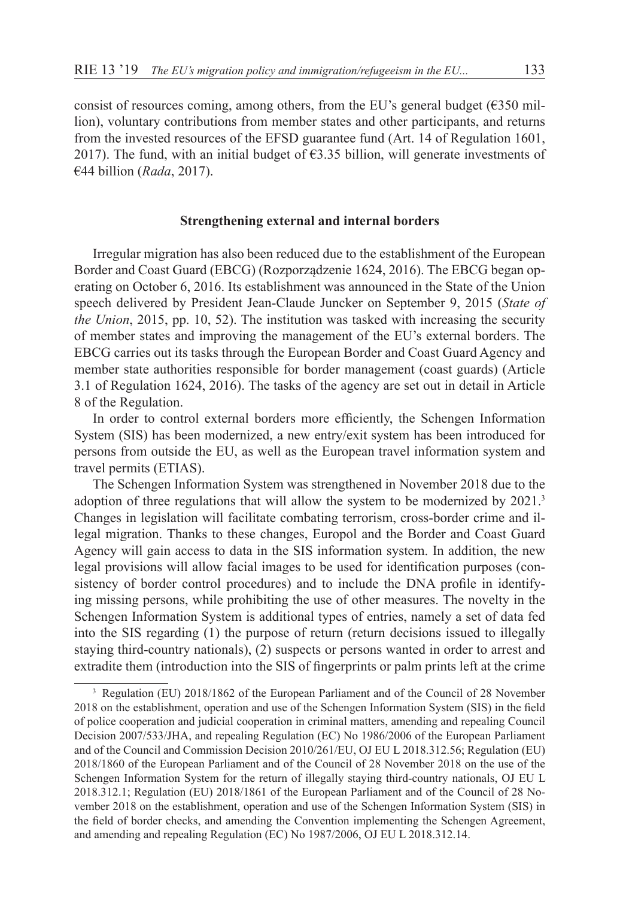consist of resources coming, among others, from the EU's general budget (€350 million), voluntary contributions from member states and other participants, and returns from the invested resources of the EFSD guarantee fund (Art. 14 of Regulation 1601, 2017). The fund, with an initial budget of €3.35 billion, will generate investments of €44 billion (*Rada*, 2017).

## Strengthening external and internal borders

Irregular migration has also been reduced due to the establishment of the European Border and Coast Guard (EBCG) (Rozporządzenie 1624, 2016). The EBCG began operating on October 6, 2016. Its establishment was announced in the State of the Union speech delivered by President Jean-Claude Juncker on September 9, 2015 (*State of the Union*, 2015, pp. 10, 52). The institution was tasked with increasing the security of member states and improving the management of the EU's external borders. The EBCG carries out its tasks through the European Border and Coast Guard Agency and member state authorities responsible for border management (coast guards) (Article 3.1 of Regulation 1624, 2016). The tasks of the agency are set out in detail in Article 8 of the Regulation.

In order to control external borders more efficiently, the Schengen Information System (SIS) has been modernized, a new entry/exit system has been introduced for persons from outside the EU, as well as the European travel information system and travel permits (ETIAS).

The Schengen Information System was strengthened in November 2018 due to the adoption of three regulations that will allow the system to be modernized by 2021.[3] Changes in legislation will facilitate combating terrorism, cross-border crime and illegal migration. Thanks to these changes, Europol and the Border and Coast Guard Agency will gain access to data in the SIS information system. In addition, the new legal provisions will allow facial images to be used for identification purposes (consistency of border control procedures) and to include the DNA profile in identifying missing persons, while prohibiting the use of other measures. The novelty in the Schengen Information System is additional types of entries, namely a set of data fed into the SIS regarding (1) the purpose of return (return decisions issued to illegally staying third-country nationals), (2) suspects or persons wanted in order to arrest and extradite them (introduction into the SIS of fingerprints or palm prints left at the crime

---

[3] Regulation (EU) 2018/1862 of the European Parliament and of the Council of 28 November 2018 on the establishment, operation and use of the Schengen Information System (SIS) in the field of police cooperation and judicial cooperation in criminal matters, amending and repealing Council Decision 2007/533/JHA, and repealing Regulation (EC) No 1986/2006 of the European Parliament and of the Council and Commission Decision 2010/261/EU, OJ EU L 2018.312.56; Regulation (EU) 2018/1860 of the European Parliament and of the Council of 28 November 2018 on the use of the Schengen Information System for the return of illegally staying third-country nationals, OJ EU L 2018.312.1; Regulation (EU) 2018/1861 of the European Parliament and of the Council of 28 November 2018 on the establishment, operation and use of the Schengen Information System (SIS) in the field of border checks, and amending the Convention implementing the Schengen Agreement, and amending and repealing Regulation (EC) No 1987/2006, OJ EU L 2018.312.14.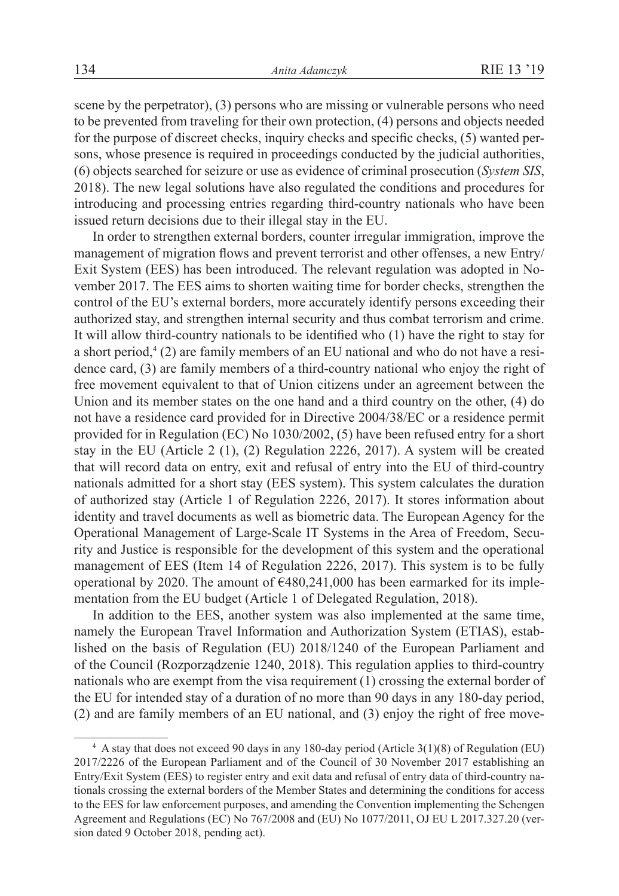scene by the perpetrator), (3) persons who are missing or vulnerable persons who need to be prevented from traveling for their own protection, (4) persons and objects needed for the purpose of discreet checks, inquiry checks and specific checks, (5) wanted persons, whose presence is required in proceedings conducted by the judicial authorities, (6) objects searched for seizure or use as evidence of criminal prosecution (*System SIS*, 2018). The new legal solutions have also regulated the conditions and procedures for introducing and processing entries regarding third-country nationals who have been issued return decisions due to their illegal stay in the EU.

In order to strengthen external borders, counter irregular immigration, improve the management of migration flows and prevent terrorist and other offenses, a new Entry/Exit System (EES) has been introduced. The relevant regulation was adopted in November 2017. The EES aims to shorten waiting time for border checks, strengthen the control of the EU's external borders, more accurately identify persons exceeding their authorized stay, and strengthen internal security and thus combat terrorism and crime. It will allow third-country nationals to be identified who (1) have the right to stay for a short period,[4] (2) are family members of an EU national and who do not have a residence card, (3) are family members of a third-country national who enjoy the right of free movement equivalent to that of Union citizens under an agreement between the Union and its member states on the one hand and a third country on the other, (4) do not have a residence card provided for in Directive 2004/38/EC or a residence permit provided for in Regulation (EC) No 1030/2002, (5) have been refused entry for a short stay in the EU (Article 2 (1), (2) Regulation 2226, 2017). A system will be created that will record data on entry, exit and refusal of entry into the EU of third-country nationals admitted for a short stay (EES system). This system calculates the duration of authorized stay (Article 1 of Regulation 2226, 2017). It stores information about identity and travel documents as well as biometric data. The European Agency for the Operational Management of Large-Scale IT Systems in the Area of Freedom, Security and Justice is responsible for the development of this system and the operational management of EES (Item 14 of Regulation 2226, 2017). This system is to be fully operational by 2020. The amount of €480,241,000 has been earmarked for its implementation from the EU budget (Article 1 of Delegated Regulation, 2018).

In addition to the EES, another system was also implemented at the same time, namely the European Travel Information and Authorization System (ETIAS), established on the basis of Regulation (EU) 2018/1240 of the European Parliament and of the Council (Rozporządzenie 1240, 2018). This regulation applies to third-country nationals who are exempt from the visa requirement (1) crossing the external border of the EU for intended stay of a duration of no more than 90 days in any 180-day period, (2) and are family members of an EU national, and (3) enjoy the right of free move-

---

[4] A stay that does not exceed 90 days in any 180-day period (Article 3(1)(8) of Regulation (EU) 2017/2226 of the European Parliament and of the Council of 30 November 2017 establishing an Entry/Exit System (EES) to register entry and exit data and refusal of entry data of third-country nationals crossing the external borders of the Member States and determining the conditions for access to the EES for law enforcement purposes, and amending the Convention implementing the Schengen Agreement and Regulations (EC) No 767/2008 and (EU) No 1077/2011, OJ EU L 2017.327.20 (version dated 9 October 2018, pending act).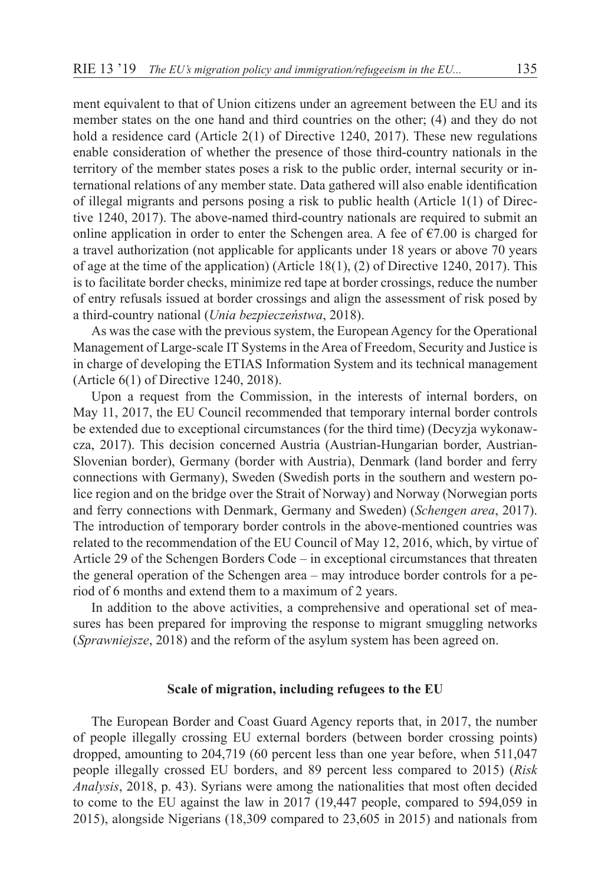ment equivalent to that of Union citizens under an agreement between the EU and its member states on the one hand and third countries on the other; (4) and they do not hold a residence card (Article 2(1) of Directive 1240, 2017). These new regulations enable consideration of whether the presence of those third-country nationals in the territory of the member states poses a risk to the public order, internal security or international relations of any member state. Data gathered will also enable identification of illegal migrants and persons posing a risk to public health (Article 1(1) of Directive 1240, 2017). The above-named third-country nationals are required to submit an online application in order to enter the Schengen area. A fee of €7.00 is charged for a travel authorization (not applicable for applicants under 18 years or above 70 years of age at the time of the application) (Article 18(1), (2) of Directive 1240, 2017). This is to facilitate border checks, minimize red tape at border crossings, reduce the number of entry refusals issued at border crossings and align the assessment of risk posed by a third-country national (*Unia bezpieczeństwa*, 2018).

As was the case with the previous system, the European Agency for the Operational Management of Large-scale IT Systems in the Area of Freedom, Security and Justice is in charge of developing the ETIAS Information System and its technical management (Article 6(1) of Directive 1240, 2018).

Upon a request from the Commission, in the interests of internal borders, on May 11, 2017, the EU Council recommended that temporary internal border controls be extended due to exceptional circumstances (for the third time) (Decyzja wykonawcza, 2017). This decision concerned Austria (Austrian-Hungarian border, Austrian-Slovenian border), Germany (border with Austria), Denmark (land border and ferry connections with Germany), Sweden (Swedish ports in the southern and western police region and on the bridge over the Strait of Norway) and Norway (Norwegian ports and ferry connections with Denmark, Germany and Sweden) (*Schengen area*, 2017). The introduction of temporary border controls in the above-mentioned countries was related to the recommendation of the EU Council of May 12, 2016, which, by virtue of Article 29 of the Schengen Borders Code – in exceptional circumstances that threaten the general operation of the Schengen area – may introduce border controls for a period of 6 months and extend them to a maximum of 2 years.

In addition to the above activities, a comprehensive and operational set of measures has been prepared for improving the response to migrant smuggling networks (*Sprawniejsze*, 2018) and the reform of the asylum system has been agreed on.

## Scale of migration, including refugees to the EU

The European Border and Coast Guard Agency reports that, in 2017, the number of people illegally crossing EU external borders (between border crossing points) dropped, amounting to 204,719 (60 percent less than one year before, when 511,047 people illegally crossed EU borders, and 89 percent less compared to 2015) (*Risk Analysis*, 2018, p. 43). Syrians were among the nationalities that most often decided to come to the EU against the law in 2017 (19,447 people, compared to 594,059 in 2015), alongside Nigerians (18,309 compared to 23,605 in 2015) and nationals from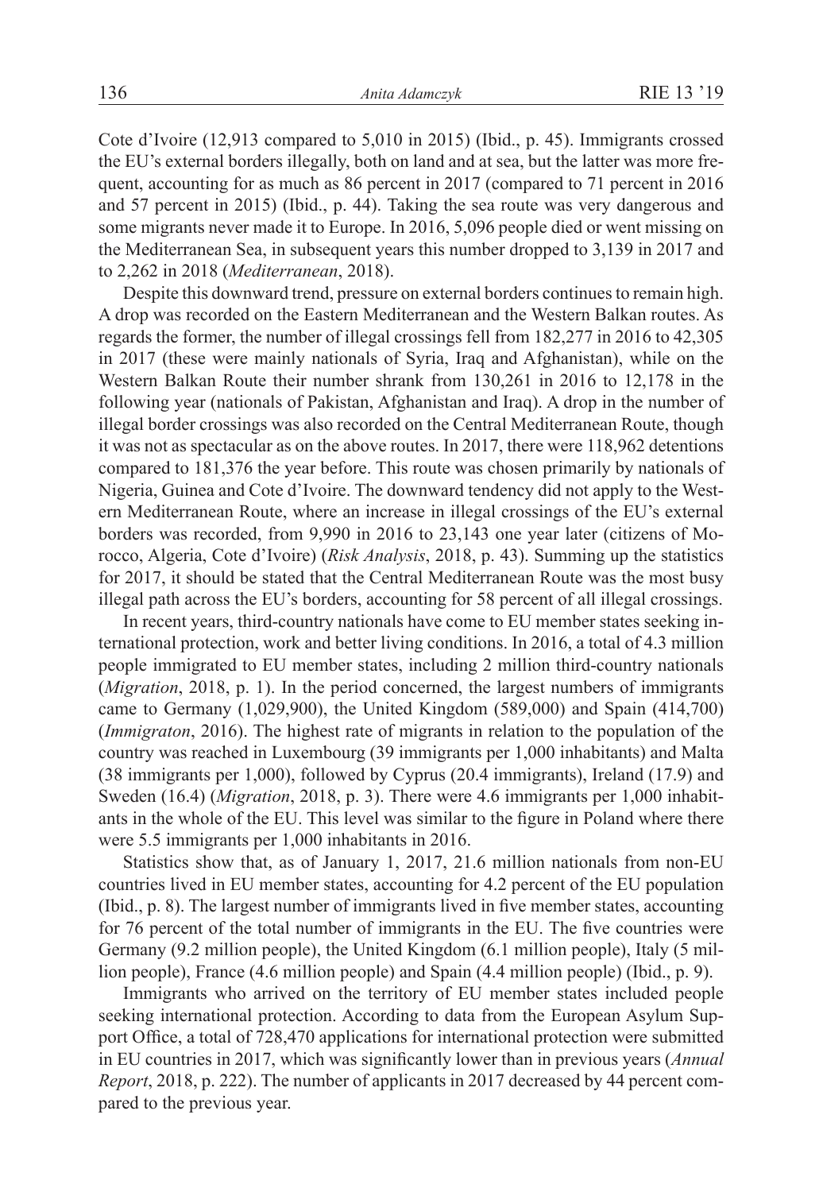Cote d'Ivoire (12,913 compared to 5,010 in 2015) (Ibid., p. 45). Immigrants crossed the EU's external borders illegally, both on land and at sea, but the latter was more frequent, accounting for as much as 86 percent in 2017 (compared to 71 percent in 2016 and 57 percent in 2015) (Ibid., p. 44). Taking the sea route was very dangerous and some migrants never made it to Europe. In 2016, 5,096 people died or went missing on the Mediterranean Sea, in subsequent years this number dropped to 3,139 in 2017 and to 2,262 in 2018 (*Mediterranean*, 2018).

Despite this downward trend, pressure on external borders continues to remain high. A drop was recorded on the Eastern Mediterranean and the Western Balkan routes. As regards the former, the number of illegal crossings fell from 182,277 in 2016 to 42,305 in 2017 (these were mainly nationals of Syria, Iraq and Afghanistan), while on the Western Balkan Route their number shrank from 130,261 in 2016 to 12,178 in the following year (nationals of Pakistan, Afghanistan and Iraq). A drop in the number of illegal border crossings was also recorded on the Central Mediterranean Route, though it was not as spectacular as on the above routes. In 2017, there were 118,962 detentions compared to 181,376 the year before. This route was chosen primarily by nationals of Nigeria, Guinea and Cote d'Ivoire. The downward tendency did not apply to the Western Mediterranean Route, where an increase in illegal crossings of the EU's external borders was recorded, from 9,990 in 2016 to 23,143 one year later (citizens of Morocco, Algeria, Cote d'Ivoire) (*Risk Analysis*, 2018, p. 43). Summing up the statistics for 2017, it should be stated that the Central Mediterranean Route was the most busy illegal path across the EU's borders, accounting for 58 percent of all illegal crossings.

In recent years, third-country nationals have come to EU member states seeking international protection, work and better living conditions. In 2016, a total of 4.3 million people immigrated to EU member states, including 2 million third-country nationals (*Migration*, 2018, p. 1). In the period concerned, the largest numbers of immigrants came to Germany (1,029,900), the United Kingdom (589,000) and Spain (414,700) (*Immigraton*, 2016). The highest rate of migrants in relation to the population of the country was reached in Luxembourg (39 immigrants per 1,000 inhabitants) and Malta (38 immigrants per 1,000), followed by Cyprus (20.4 immigrants), Ireland (17.9) and Sweden (16.4) (*Migration*, 2018, p. 3). There were 4.6 immigrants per 1,000 inhabitants in the whole of the EU. This level was similar to the figure in Poland where there were 5.5 immigrants per 1,000 inhabitants in 2016.

Statistics show that, as of January 1, 2017, 21.6 million nationals from non-EU countries lived in EU member states, accounting for 4.2 percent of the EU population (Ibid., p. 8). The largest number of immigrants lived in five member states, accounting for 76 percent of the total number of immigrants in the EU. The five countries were Germany (9.2 million people), the United Kingdom (6.1 million people), Italy (5 million people), France (4.6 million people) and Spain (4.4 million people) (Ibid., p. 9).

Immigrants who arrived on the territory of EU member states included people seeking international protection. According to data from the European Asylum Support Office, a total of 728,470 applications for international protection were submitted in EU countries in 2017, which was significantly lower than in previous years (*Annual Report*, 2018, p. 222). The number of applicants in 2017 decreased by 44 percent compared to the previous year.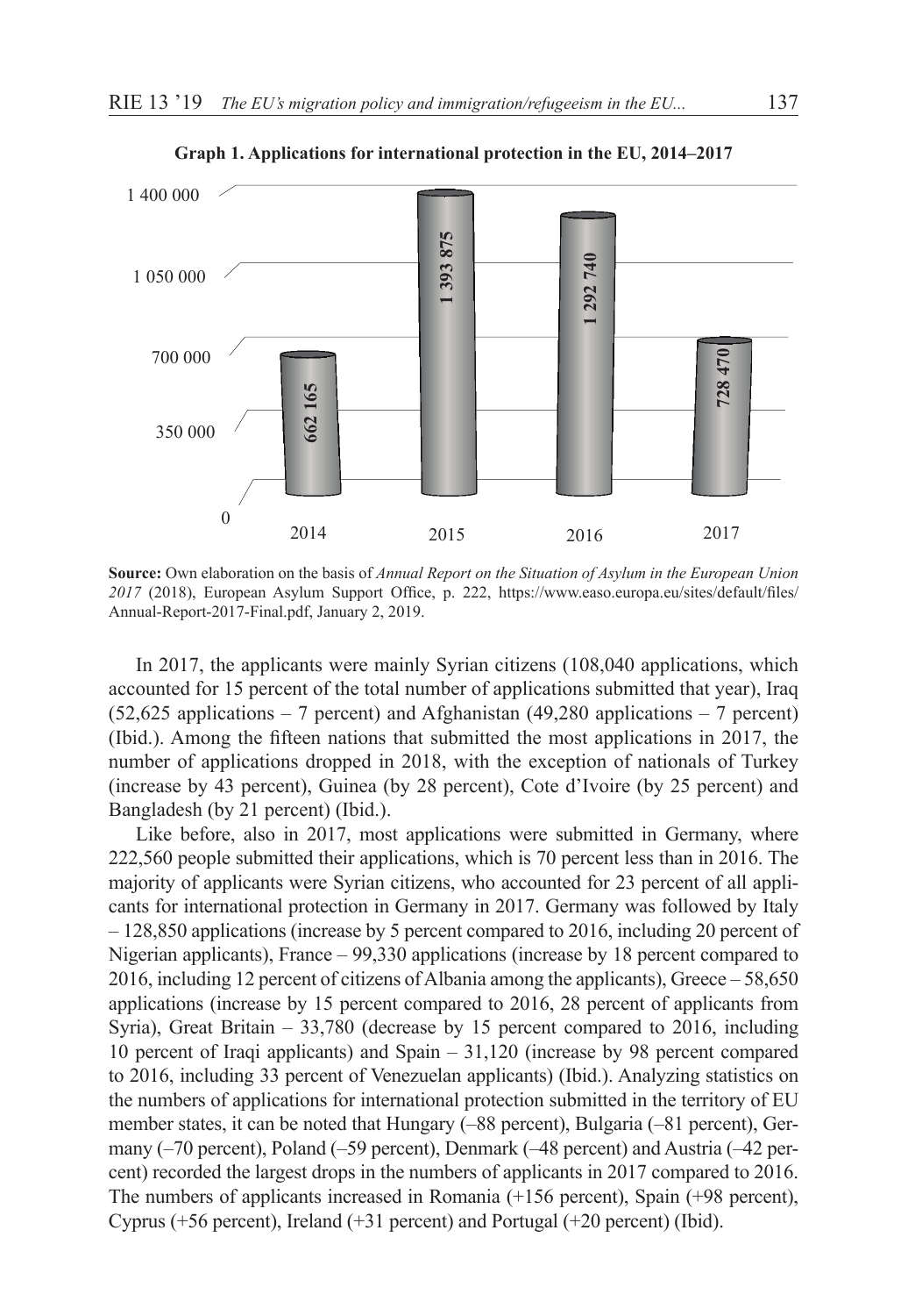**Graph 1. Applications for international protection in the EU, 2014–2017**

| Year | Applications |
|---|---|
| 2014 | 662 165 |
| 2015 | 1 393 875 |
| 2016 | 1 292 740 |
| 2017 | 728 470 |

**Source:** Own elaboration on the basis of *Annual Report on the Situation of Asylum in the European Union 2017* (2018), European Asylum Support Office, p. 222, https://www.easo.europa.eu/sites/default/files/Annual-Report-2017-Final.pdf, January 2, 2019.

In 2017, the applicants were mainly Syrian citizens (108,040 applications, which accounted for 15 percent of the total number of applications submitted that year), Iraq (52,625 applications – 7 percent) and Afghanistan (49,280 applications – 7 percent) (Ibid.). Among the fifteen nations that submitted the most applications in 2017, the number of applications dropped in 2018, with the exception of nationals of Turkey (increase by 43 percent), Guinea (by 28 percent), Cote d'Ivoire (by 25 percent) and Bangladesh (by 21 percent) (Ibid.).

Like before, also in 2017, most applications were submitted in Germany, where 222,560 people submitted their applications, which is 70 percent less than in 2016. The majority of applicants were Syrian citizens, who accounted for 23 percent of all applicants for international protection in Germany in 2017. Germany was followed by Italy – 128,850 applications (increase by 5 percent compared to 2016, including 20 percent of Nigerian applicants), France – 99,330 applications (increase by 18 percent compared to 2016, including 12 percent of citizens of Albania among the applicants), Greece – 58,650 applications (increase by 15 percent compared to 2016, 28 percent of applicants from Syria), Great Britain – 33,780 (decrease by 15 percent compared to 2016, including 10 percent of Iraqi applicants) and Spain – 31,120 (increase by 98 percent compared to 2016, including 33 percent of Venezuelan applicants) (Ibid.). Analyzing statistics on the numbers of applications for international protection submitted in the territory of EU member states, it can be noted that Hungary (–88 percent), Bulgaria (–81 percent), Germany (–70 percent), Poland (–59 percent), Denmark (–48 percent) and Austria (–42 percent) recorded the largest drops in the numbers of applicants in 2017 compared to 2016. The numbers of applicants increased in Romania (+156 percent), Spain (+98 percent), Cyprus (+56 percent), Ireland (+31 percent) and Portugal (+20 percent) (Ibid).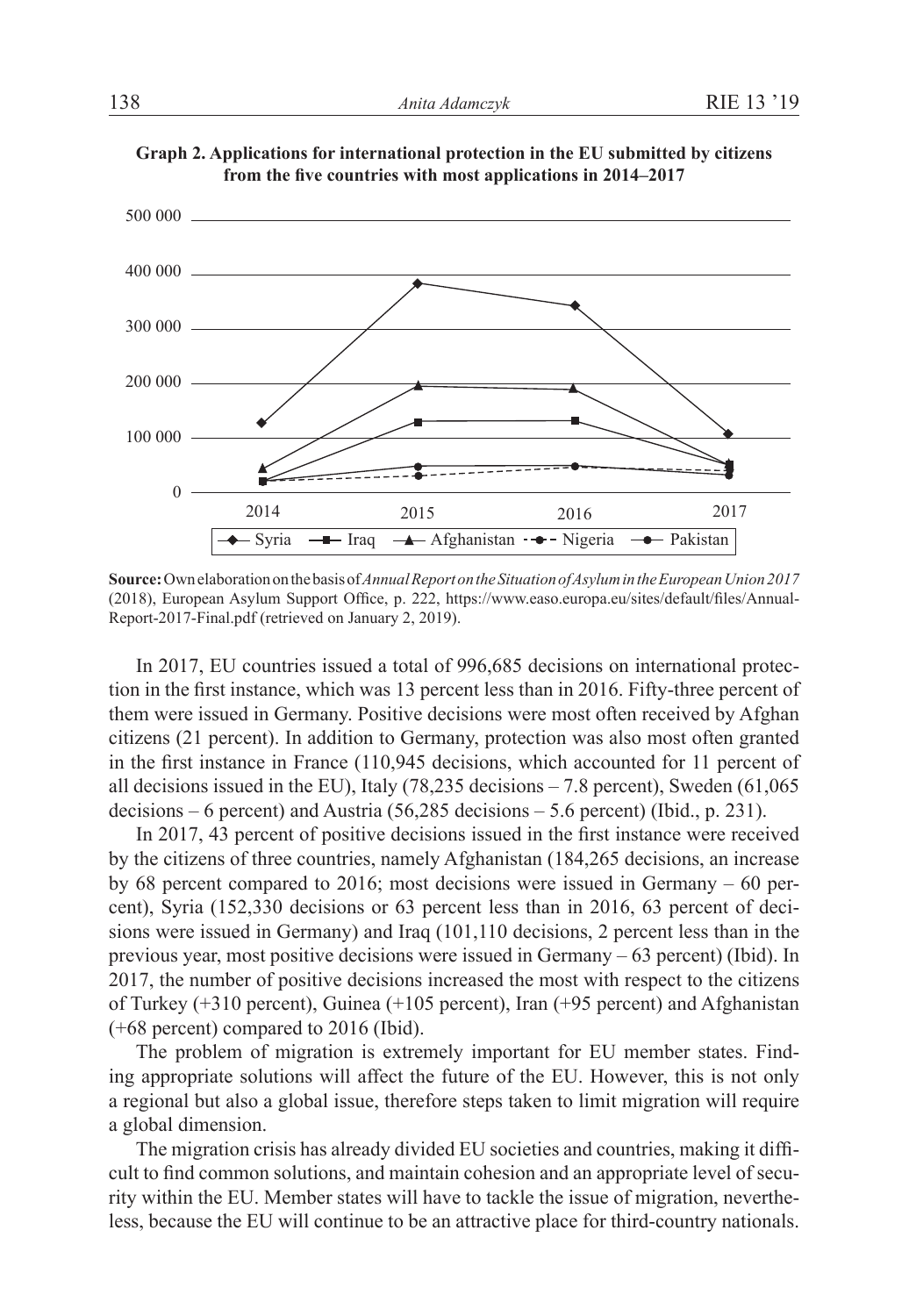**Graph 2. Applications for international protection in the EU submitted by citizens from the five countries with most applications in 2014–2017**

**Source:** Own elaboration on the basis of *Annual Report on the Situation of Asylum in the European Union 2017* (2018), European Asylum Support Office, p. 222, https://www.easo.europa.eu/sites/default/files/Annual-Report-2017-Final.pdf (retrieved on January 2, 2019).

In 2017, EU countries issued a total of 996,685 decisions on international protection in the first instance, which was 13 percent less than in 2016. Fifty-three percent of them were issued in Germany. Positive decisions were most often received by Afghan citizens (21 percent). In addition to Germany, protection was also most often granted in the first instance in France (110,945 decisions, which accounted for 11 percent of all decisions issued in the EU), Italy (78,235 decisions – 7.8 percent), Sweden (61,065 decisions – 6 percent) and Austria (56,285 decisions – 5.6 percent) (Ibid., p. 231).

In 2017, 43 percent of positive decisions issued in the first instance were received by the citizens of three countries, namely Afghanistan (184,265 decisions, an increase by 68 percent compared to 2016; most decisions were issued in Germany – 60 percent), Syria (152,330 decisions or 63 percent less than in 2016, 63 percent of decisions were issued in Germany) and Iraq (101,110 decisions, 2 percent less than in the previous year, most positive decisions were issued in Germany – 63 percent) (Ibid). In 2017, the number of positive decisions increased the most with respect to the citizens of Turkey (+310 percent), Guinea (+105 percent), Iran (+95 percent) and Afghanistan (+68 percent) compared to 2016 (Ibid).

The problem of migration is extremely important for EU member states. Finding appropriate solutions will affect the future of the EU. However, this is not only a regional but also a global issue, therefore steps taken to limit migration will require a global dimension.

The migration crisis has already divided EU societies and countries, making it difficult to find common solutions, and maintain cohesion and an appropriate level of security within the EU. Member states will have to tackle the issue of migration, nevertheless, because the EU will continue to be an attractive place for third-country nationals.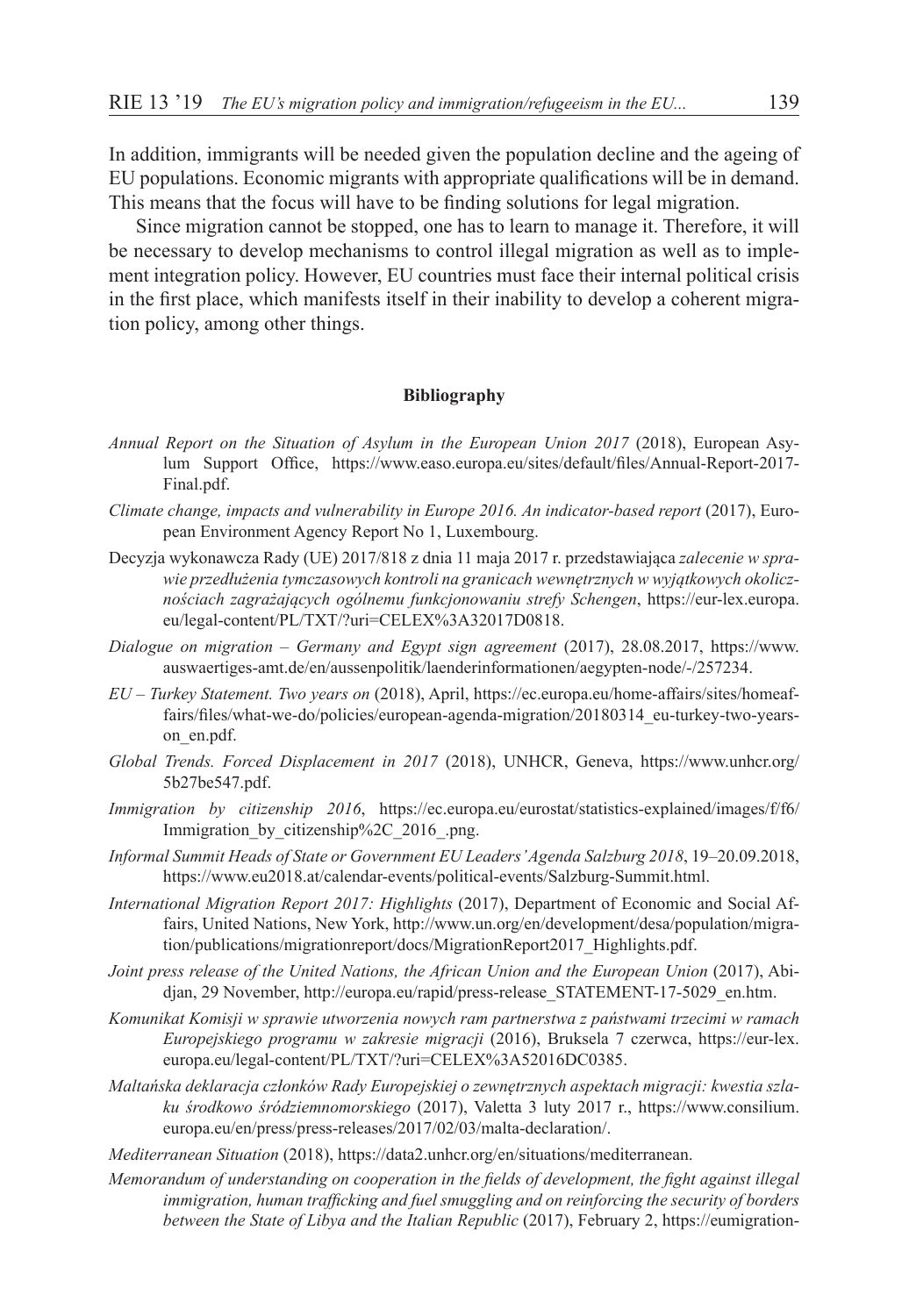In addition, immigrants will be needed given the population decline and the ageing of EU populations. Economic migrants with appropriate qualifications will be in demand. This means that the focus will have to be finding solutions for legal migration.

Since migration cannot be stopped, one has to learn to manage it. Therefore, it will be necessary to develop mechanisms to control illegal migration as well as to implement integration policy. However, EU countries must face their internal political crisis in the first place, which manifests itself in their inability to develop a coherent migration policy, among other things.

**Bibliography**

*Annual Report on the Situation of Asylum in the European Union 2017* (2018), European Asylum Support Office, https://www.easo.europa.eu/sites/default/files/Annual-Report-2017-Final.pdf.

*Climate change, impacts and vulnerability in Europe 2016. An indicator-based report* (2017), European Environment Agency Report No 1, Luxembourg.

Decyzja wykonawcza Rady (UE) 2017/818 z dnia 11 maja 2017 r. przedstawiająca *zalecenie w sprawie przedłużenia tymczasowych kontroli na granicach wewnętrznych w wyjątkowych okolicznościach zagrażających ogólnemu funkcjonowaniu strefy Schengen*, https://eur-lex.europa.eu/legal-content/PL/TXT/?uri=CELEX%3A32017D0818.

*Dialogue on migration – Germany and Egypt sign agreement* (2017), 28.08.2017, https://www.auswaertiges-amt.de/en/aussenpolitik/laenderinformationen/aegypten-node/-/257234.

*EU – Turkey Statement. Two years on* (2018), April, https://ec.europa.eu/home-affairs/sites/homeaffairs/files/what-we-do/policies/european-agenda-migration/20180314_eu-turkey-two-years-on_en.pdf.

*Global Trends. Forced Displacement in 2017* (2018), UNHCR, Geneva, https://www.unhcr.org/5b27be547.pdf.

*Immigration by citizenship 2016*, https://ec.europa.eu/eurostat/statistics-explained/images/f/f6/Immigration_by_citizenship%2C_2016_.png.

*Informal Summit Heads of State or Government EU Leaders' Agenda Salzburg 2018*, 19–20.09.2018, https://www.eu2018.at/calendar-events/political-events/Salzburg-Summit.html.

*International Migration Report 2017: Highlights* (2017), Department of Economic and Social Affairs, United Nations, New York, http://www.un.org/en/development/desa/population/migration/publications/migrationreport/docs/MigrationReport2017_Highlights.pdf.

*Joint press release of the United Nations, the African Union and the European Union* (2017), Abidjan, 29 November, http://europa.eu/rapid/press-release_STATEMENT-17-5029_en.htm.

*Komunikat Komisji w sprawie utworzenia nowych ram partnerstwa z państwami trzecimi w ramach Europejskiego programu w zakresie migracji* (2016), Bruksela 7 czerwca, https://eur-lex.europa.eu/legal-content/PL/TXT/?uri=CELEX%3A52016DC0385.

*Maltańska deklaracja członków Rady Europejskiej o zewnętrznych aspektach migracji: kwestia szlaku środkowo śródziemnomorskiego* (2017), Valetta 3 luty 2017 r., https://www.consilium.europa.eu/en/press/press-releases/2017/02/03/malta-declaration/.

*Mediterranean Situation* (2018), https://data2.unhcr.org/en/situations/mediterranean.

*Memorandum of understanding on cooperation in the fields of development, the fight against illegal immigration, human trafficking and fuel smuggling and on reinforcing the security of borders between the State of Libya and the Italian Republic* (2017), February 2, https://eumigration-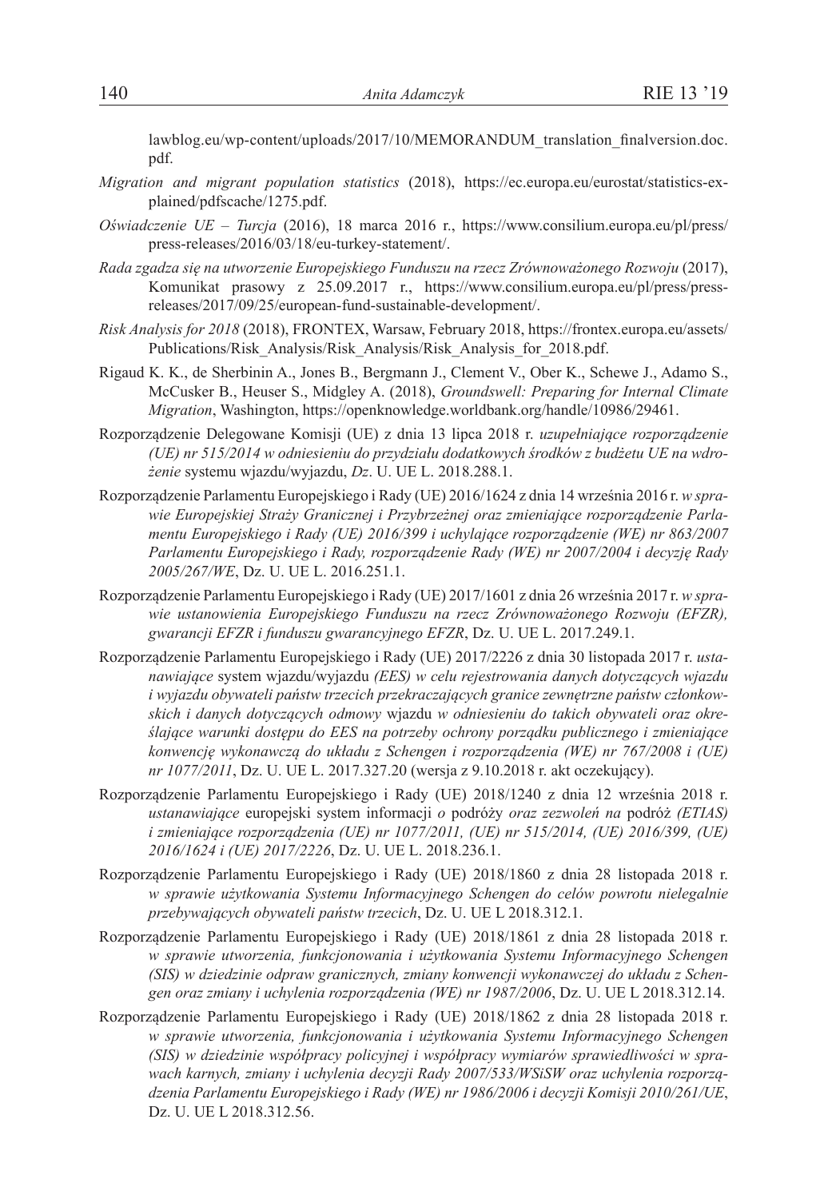lawblog.eu/wp-content/uploads/2017/10/MEMORANDUM_translation_finalversion.doc.pdf.

*Migration and migrant population statistics* (2018), https://ec.europa.eu/eurostat/statistics-explained/pdfscache/1275.pdf.

*Oświadczenie UE – Turcja* (2016), 18 marca 2016 r., https://www.consilium.europa.eu/pl/press/press-releases/2016/03/18/eu-turkey-statement/.

*Rada zgadza się na utworzenie Europejskiego Funduszu na rzecz Zrównoważonego Rozwoju* (2017), Komunikat prasowy z 25.09.2017 r., https://www.consilium.europa.eu/pl/press/press-releases/2017/09/25/european-fund-sustainable-development/.

*Risk Analysis for 2018* (2018), FRONTEX, Warsaw, February 2018, https://frontex.europa.eu/assets/Publications/Risk_Analysis/Risk_Analysis/Risk_Analysis_for_2018.pdf.

Rigaud K. K., de Sherbinin A., Jones B., Bergmann J., Clement V., Ober K., Schewe J., Adamo S., McCusker B., Heuser S., Midgley A. (2018), *Groundswell: Preparing for Internal Climate Migration*, Washington, https://openknowledge.worldbank.org/handle/10986/29461.

Rozporządzenie Delegowane Komisji (UE) z dnia 13 lipca 2018 r. *uzupełniające rozporządzenie (UE) nr 515/2014 w odniesieniu do przydziału dodatkowych środków z budżetu UE na wdrożenie* systemu wjazdu/wyjazdu, *Dz*. U. UE L. 2018.288.1.

Rozporządzenie Parlamentu Europejskiego i Rady (UE) 2016/1624 z dnia 14 września 2016 r. *w sprawie Europejskiej Straży Granicznej i Przybrzeżnej oraz zmieniające rozporządzenie Parlamentu Europejskiego i Rady (UE) 2016/399 i uchylające rozporządzenie (WE) nr 863/2007 Parlamentu Europejskiego i Rady, rozporządzenie Rady (WE) nr 2007/2004 i decyzję Rady 2005/267/WE*, Dz. U. UE L. 2016.251.1.

Rozporządzenie Parlamentu Europejskiego i Rady (UE) 2017/1601 z dnia 26 września 2017 r. *w sprawie ustanowienia Europejskiego Funduszu na rzecz Zrównoważonego Rozwoju (EFZR), gwarancji EFZR i funduszu gwarancyjnego EFZR*, Dz. U. UE L. 2017.249.1.

Rozporządzenie Parlamentu Europejskiego i Rady (UE) 2017/2226 z dnia 30 listopada 2017 r. *ustanawiające* system wjazdu/wyjazdu *(EES) w celu rejestrowania danych dotyczących wjazdu i wyjazdu obywateli państw trzecich przekraczających granice zewnętrzne państw członkowskich i danych dotyczących odmowy* wjazdu *w odniesieniu do takich obywateli oraz określające warunki dostępu do EES na potrzeby ochrony porządku publicznego i zmieniające konwencję wykonawczą do układu z Schengen i rozporządzenia (WE) nr 767/2008 i (UE) nr 1077/2011*, Dz. U. UE L. 2017.327.20 (wersja z 9.10.2018 r. akt oczekujący).

Rozporządzenie Parlamentu Europejskiego i Rady (UE) 2018/1240 z dnia 12 września 2018 r. *ustanawiające* europejski system informacji *o* podróży *oraz zezwoleń na* podróż *(ETIAS) i zmieniające rozporządzenia (UE) nr 1077/2011, (UE) nr 515/2014, (UE) 2016/399, (UE) 2016/1624 i (UE) 2017/2226*, Dz. U. UE L. 2018.236.1.

Rozporządzenie Parlamentu Europejskiego i Rady (UE) 2018/1860 z dnia 28 listopada 2018 r. *w sprawie użytkowania Systemu Informacyjnego Schengen do celów powrotu nielegalnie przebywających obywateli państw trzecich*, Dz. U. UE L 2018.312.1.

Rozporządzenie Parlamentu Europejskiego i Rady (UE) 2018/1861 z dnia 28 listopada 2018 r. *w sprawie utworzenia, funkcjonowania i użytkowania Systemu Informacyjnego Schengen (SIS) w dziedzinie odpraw granicznych, zmiany konwencji wykonawczej do układu z Schengen oraz zmiany i uchylenia rozporządzenia (WE) nr 1987/2006*, Dz. U. UE L 2018.312.14.

Rozporządzenie Parlamentu Europejskiego i Rady (UE) 2018/1862 z dnia 28 listopada 2018 r. *w sprawie utworzenia, funkcjonowania i użytkowania Systemu Informacyjnego Schengen (SIS) w dziedzinie współpracy policyjnej i współpracy wymiarów sprawiedliwości w sprawach karnych, zmiany i uchylenia decyzji Rady 2007/533/WSiSW oraz uchylenia rozporządzenia Parlamentu Europejskiego i Rady (WE) nr 1986/2006 i decyzji Komisji 2010/261/UE*, Dz. U. UE L 2018.312.56.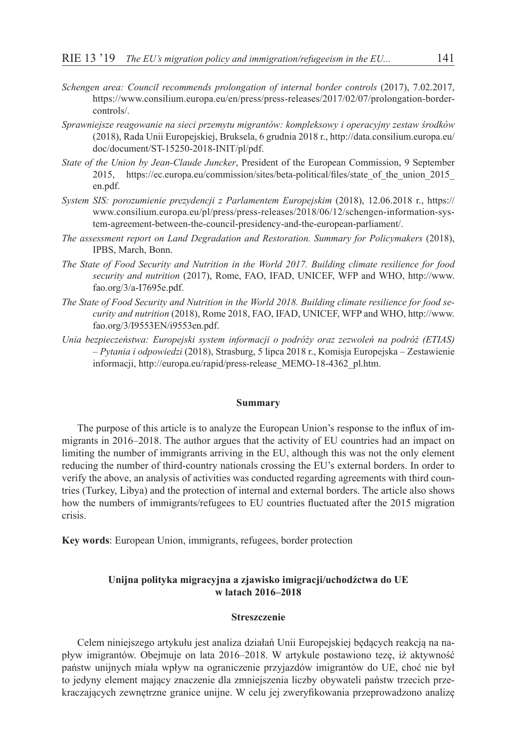*Schengen area: Council recommends prolongation of internal border controls* (2017), 7.02.2017, https://www.consilium.europa.eu/en/press/press-releases/2017/02/07/prolongation-border-controls/.

*Sprawniejsze reagowanie na sieci przemytu migrantów: kompleksowy i operacyjny zestaw środków* (2018), Rada Unii Europejskiej, Bruksela, 6 grudnia 2018 r., http://data.consilium.europa.eu/doc/document/ST-15250-2018-INIT/pl/pdf.

*State of the Union by Jean-Claude Juncker*, President of the European Commission, 9 September 2015, https://ec.europa.eu/commission/sites/beta-political/files/state_of_the_union_2015_en.pdf.

*System SIS: porozumienie prezydencji z Parlamentem Europejskim* (2018), 12.06.2018 r., https://www.consilium.europa.eu/pl/press/press-releases/2018/06/12/schengen-information-system-agreement-between-the-council-presidency-and-the-european-parliament/.

*The assessment report on Land Degradation and Restoration. Summary for Policymakers* (2018), IPBS, March, Bonn.

*The State of Food Security and Nutrition in the World 2017. Building climate resilience for food security and nutrition* (2017), Rome, FAO, IFAD, UNICEF, WFP and WHO, http://www.fao.org/3/a-I7695e.pdf.

*The State of Food Security and Nutrition in the World 2018. Building climate resilience for food security and nutrition* (2018), Rome 2018, FAO, IFAD, UNICEF, WFP and WHO, http://www.fao.org/3/I9553EN/i9553en.pdf.

*Unia bezpieczeństwa: Europejski system informacji o podróży oraz zezwoleń na podróż (ETIAS) – Pytania i odpowiedzi* (2018), Strasburg, 5 lipca 2018 r., Komisja Europejska – Zestawienie informacji, http://europa.eu/rapid/press-release_MEMO-18-4362_pl.htm.

**Summary**

The purpose of this article is to analyze the European Union's response to the influx of immigrants in 2016–2018. The author argues that the activity of EU countries had an impact on limiting the number of immigrants arriving in the EU, although this was not the only element reducing the number of third-country nationals crossing the EU's external borders. In order to verify the above, an analysis of activities was conducted regarding agreements with third countries (Turkey, Libya) and the protection of internal and external borders. The article also shows how the numbers of immigrants/refugees to EU countries fluctuated after the 2015 migration crisis.

**Key words**: European Union, immigrants, refugees, border protection

**Unijna polityka migracyjna a zjawisko imigracji/uchodźctwa do UE w latach 2016–2018**

**Streszczenie**

Celem niniejszego artykułu jest analiza działań Unii Europejskiej będących reakcją na napływ imigrantów. Obejmuje on lata 2016–2018. W artykule postawiono tezę, iż aktywność państw unijnych miała wpływ na ograniczenie przyjazdów imigrantów do UE, choć nie był to jedyny element mający znaczenie dla zmniejszenia liczby obywateli państw trzecich przekraczających zewnętrzne granice unijne. W celu jej zweryfikowania przeprowadzono analizę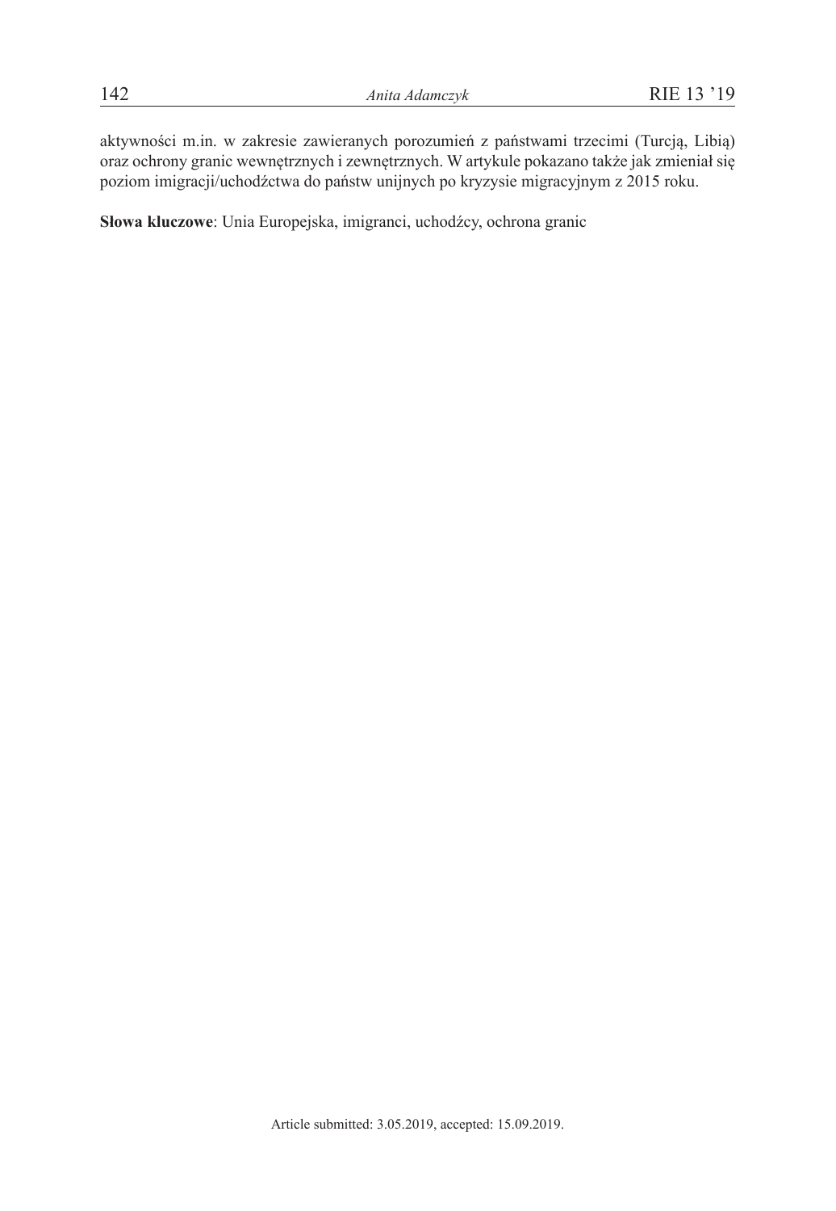aktywności m.in. w zakresie zawieranych porozumień z państwami trzecimi (Turcją, Libią) oraz ochrony granic wewnętrznych i zewnętrznych. W artykule pokazano także jak zmieniał się poziom imigracji/uchodźctwa do państw unijnych po kryzysie migracyjnym z 2015 roku.

**Słowa kluczowe**: Unia Europejska, imigranci, uchodźcy, ochrona granic

Article submitted: 3.05.2019, accepted: 15.09.2019.